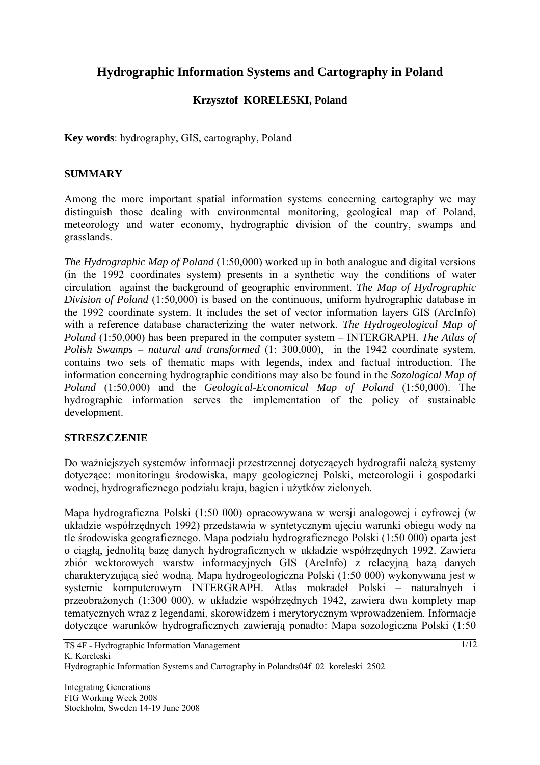# Hydrographic Information Systems and Cartography in Poland

**Krzysztof KORELESKI, Poland**

**Key words**: hydrography, GIS, cartography, Poland

## SUMMARY

Among the more important spatial information systems concerning cartography we may distinguish those dealing with environmental monitoring, geological map of Poland, meteorology and water economy, hydrographic division of the country, swamps and grasslands.

*The Hydrographic Map of Poland* (1:50,000) worked up in both analogue and digital versions (in the 1992 coordinates system) presents in a synthetic way the conditions of water circulation against the background of geographic environment. *The Map of Hydrographic Division of Poland* (1:50,000) is based on the continuous, uniform hydrographic database in the 1992 coordinate system. It includes the set of vector information layers GIS (ArcInfo) with a reference database characterizing the water network. *The Hydrogeological Map of Poland* (1:50,000) has been prepared in the computer system – INTERGRAPH. *The Atlas of Polish Swamps – natural and transformed* (1: 300,000), in the 1942 coordinate system, contains two sets of thematic maps with legends, index and factual introduction. The information concerning hydrographic conditions may also be found in the *Sozological Map of Poland* (1:50,000) and the *Geological-Economical Map of Poland* (1:50,000). The hydrographic information serves the implementation of the policy of sustainable development.

## STRESZCZENIE

Do ważniejszych systemów informacji przestrzennej dotyczących hydrografii należą systemy dotyczące: monitoringu środowiska, mapy geologicznej Polski, meteorologii i gospodarki wodnej, hydrograficznego podziału kraju, bagien i użytków zielonych.

Mapa hydrograficzna Polski (1:50 000) opracowywana w wersji analogowej i cyfrowej (w układzie współrzędnych 1992) przedstawia w syntetycznym ujęciu warunki obiegu wody na tle środowiska geograficznego. Mapa podziału hydrograficznego Polski (1:50 000) oparta jest o ciągłą, jednolitą bazę danych hydrograficznych w układzie współrzędnych 1992. Zawiera zbiór wektorowych warstw informacyjnych GIS (ArcInfo) z relacyjną bazą danych charakteryzującą sieć wodną. Mapa hydrogeologiczna Polski (1:50 000) wykonywana jest w systemie komputerowym INTERGRAPH. Atlas mokradeł Polski – naturalnych i przeobrażonych (1:300 000), w układzie współrzędnych 1942, zawiera dwa komplety map tematycznych wraz z legendami, skorowidzem i merytorycznym wprowadzeniem. Informacje dotyczące warunków hydrograficznych zawierają ponadto: Mapa sozologiczna Polski (1:50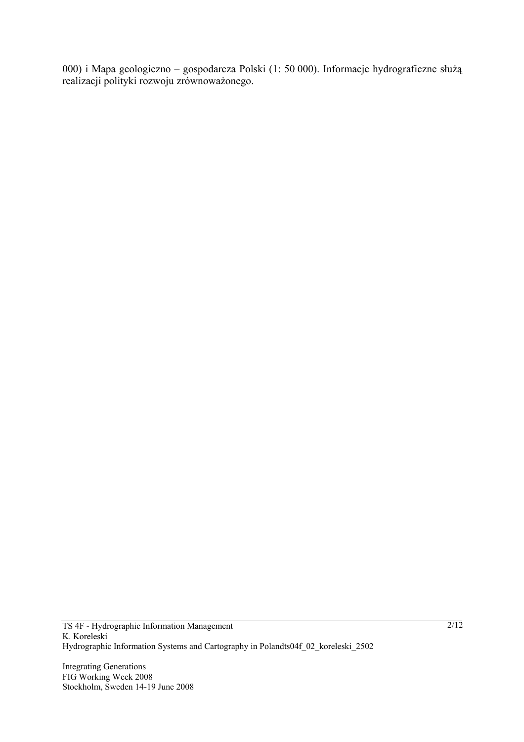000) i Mapa geologiczno – gospodarcza Polski (1: 50 000). Informacje hydrograficzne służą realizacji polityki rozwoju zrównoważonego.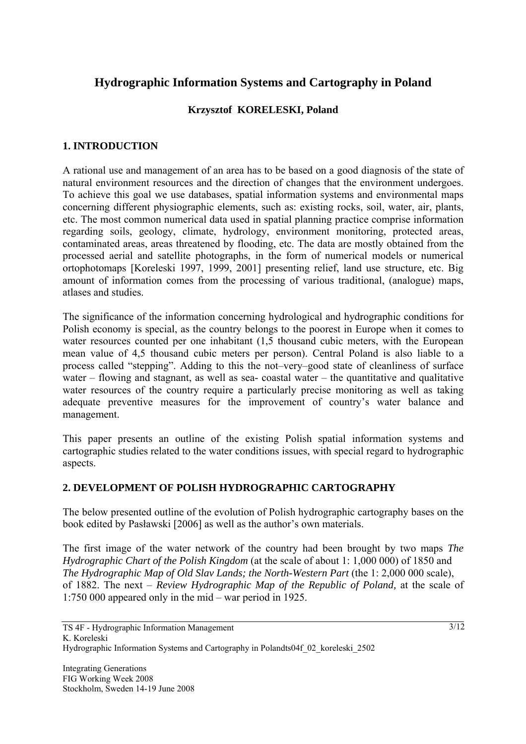# Hydrographic Information Systems and Cartography in Poland

**Krzysztof KORELESKI, Poland**

## 1. INTRODUCTION

A rational use and management of an area has to be based on a good diagnosis of the state of natural environment resources and the direction of changes that the environment undergoes. To achieve this goal we use databases, spatial information systems and environmental maps concerning different physiographic elements, such as: existing rocks, soil, water, air, plants, etc. The most common numerical data used in spatial planning practice comprise information regarding soils, geology, climate, hydrology, environment monitoring, protected areas, contaminated areas, areas threatened by flooding, etc. The data are mostly obtained from the processed aerial and satellite photographs, in the form of numerical models or numerical ortophotomaps [Koreleski 1997, 1999, 2001] presenting relief, land use structure, etc. Big amount of information comes from the processing of various traditional, (analogue) maps, atlases and studies.

The significance of the information concerning hydrological and hydrographic conditions for Polish economy is special, as the country belongs to the poorest in Europe when it comes to water resources counted per one inhabitant (1,5 thousand cubic meters, with the European mean value of 4,5 thousand cubic meters per person). Central Poland is also liable to a process called "stepping". Adding to this the not–very–good state of cleanliness of surface water – flowing and stagnant, as well as sea- coastal water – the quantitative and qualitative water resources of the country require a particularly precise monitoring as well as taking adequate preventive measures for the improvement of country's water balance and management.

This paper presents an outline of the existing Polish spatial information systems and cartographic studies related to the water conditions issues, with special regard to hydrographic aspects.

## 2. DEVELOPMENT OF POLISH HYDROGRAPHIC CARTOGRAPHY

The below presented outline of the evolution of Polish hydrographic cartography bases on the book edited by Pasławski [2006] as well as the author's own materials.

The first image of the water network of the country had been brought by two maps *The Hydrographic Chart of the Polish Kingdom* (at the scale of about 1: 1,000 000) of 1850 and *The Hydrographic Map of Old Slav Lands; the North-Western Part* (the 1: 2,000 000 scale), of 1882. The next – *Review Hydrographic Map of the Republic of Poland,* at the scale of 1:750 000 appeared only in the mid – war period in 1925.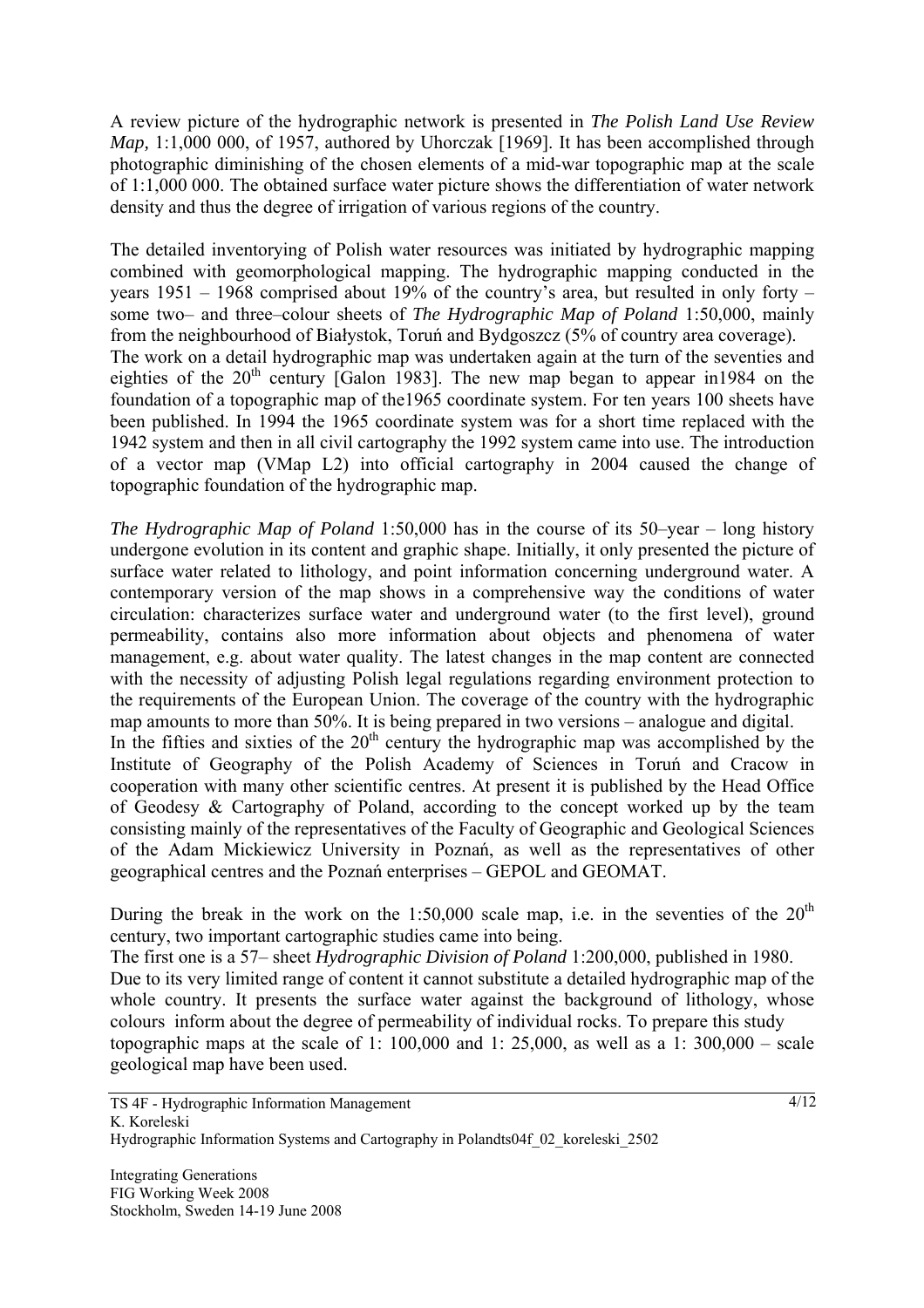A review picture of the hydrographic network is presented in *The Polish Land Use Review Map,* 1:1,000 000, of 1957, authored by Uhorczak [1969]. It has been accomplished through photographic diminishing of the chosen elements of a mid-war topographic map at the scale of 1:1,000 000. The obtained surface water picture shows the differentiation of water network density and thus the degree of irrigation of various regions of the country.

The detailed inventorying of Polish water resources was initiated by hydrographic mapping combined with geomorphological mapping. The hydrographic mapping conducted in the years 1951 – 1968 comprised about 19% of the country's area, but resulted in only forty – some two– and three–colour sheets of *The Hydrographic Map of Poland* 1:50,000, mainly from the neighbourhood of Białystok, Toruń and Bydgoszcz (5% of country area coverage).
The work on a detail hydrographic map was undertaken again at the turn of the seventies and eighties of the 20th century [Galon 1983]. The new map began to appear in1984 on the foundation of a topographic map of the1965 coordinate system. For ten years 100 sheets have been published. In 1994 the 1965 coordinate system was for a short time replaced with the 1942 system and then in all civil cartography the 1992 system came into use. The introduction of a vector map (VMap L2) into official cartography in 2004 caused the change of topographic foundation of the hydrographic map.

*The Hydrographic Map of Poland* 1:50,000 has in the course of its 50–year – long history undergone evolution in its content and graphic shape. Initially, it only presented the picture of surface water related to lithology, and point information concerning underground water. A contemporary version of the map shows in a comprehensive way the conditions of water circulation: characterizes surface water and underground water (to the first level), ground permeability, contains also more information about objects and phenomena of water management, e.g. about water quality. The latest changes in the map content are connected with the necessity of adjusting Polish legal regulations regarding environment protection to the requirements of the European Union. The coverage of the country with the hydrographic map amounts to more than 50%. It is being prepared in two versions – analogue and digital.
In the fifties and sixties of the 20th century the hydrographic map was accomplished by the Institute of Geography of the Polish Academy of Sciences in Toruń and Cracow in cooperation with many other scientific centres. At present it is published by the Head Office of Geodesy & Cartography of Poland, according to the concept worked up by the team consisting mainly of the representatives of the Faculty of Geographic and Geological Sciences of the Adam Mickiewicz University in Poznań, as well as the representatives of other geographical centres and the Poznań enterprises – GEPOL and GEOMAT.

During the break in the work on the 1:50,000 scale map, i.e. in the seventies of the 20th century, two important cartographic studies came into being.
The first one is a 57– sheet *Hydrographic Division of Poland* 1:200,000, published in 1980.
Due to its very limited range of content it cannot substitute a detailed hydrographic map of the whole country. It presents the surface water against the background of lithology, whose colours inform about the degree of permeability of individual rocks. To prepare this study topographic maps at the scale of 1: 100,000 and 1: 25,000, as well as a 1: 300,000 – scale geological map have been used.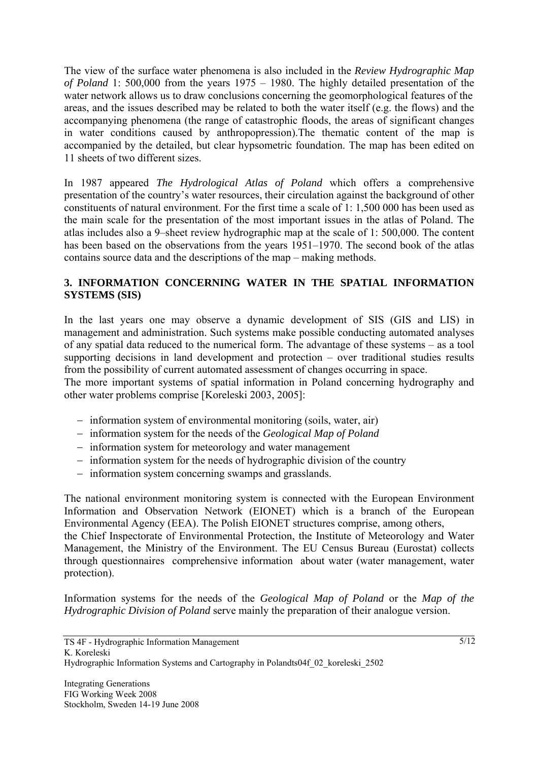The view of the surface water phenomena is also included in the *Review Hydrographic Map of Poland* 1: 500,000 from the years 1975 – 1980. The highly detailed presentation of the water network allows us to draw conclusions concerning the geomorphological features of the areas, and the issues described may be related to both the water itself (e.g. the flows) and the accompanying phenomena (the range of catastrophic floods, the areas of significant changes in water conditions caused by anthropopression).The thematic content of the map is accompanied by the detailed, but clear hypsometric foundation. The map has been edited on 11 sheets of two different sizes.

In 1987 appeared *The Hydrological Atlas of Poland* which offers a comprehensive presentation of the country's water resources, their circulation against the background of other constituents of natural environment. For the first time a scale of 1: 1,500 000 has been used as the main scale for the presentation of the most important issues in the atlas of Poland. The atlas includes also a 9–sheet review hydrographic map at the scale of 1: 500,000. The content has been based on the observations from the years 1951–1970. The second book of the atlas contains source data and the descriptions of the map – making methods.

## 3. INFORMATION CONCERNING WATER IN THE SPATIAL INFORMATION SYSTEMS (SIS)

In the last years one may observe a dynamic development of SIS (GIS and LIS) in management and administration. Such systems make possible conducting automated analyses of any spatial data reduced to the numerical form. The advantage of these systems – as a tool supporting decisions in land development and protection – over traditional studies results from the possibility of current automated assessment of changes occurring in space.
The more important systems of spatial information in Poland concerning hydrography and other water problems comprise [Koreleski 2003, 2005]:

- information system of environmental monitoring (soils, water, air)
- information system for the needs of the *Geological Map of Poland*
- information system for meteorology and water management
- information system for the needs of hydrographic division of the country
- information system concerning swamps and grasslands.

The national environment monitoring system is connected with the European Environment Information and Observation Network (EIONET) which is a branch of the European Environmental Agency (EEA). The Polish EIONET structures comprise, among others, the Chief Inspectorate of Environmental Protection, the Institute of Meteorology and Water Management, the Ministry of the Environment. The EU Census Bureau (Eurostat) collects through questionnaires comprehensive information about water (water management, water protection).

Information systems for the needs of the *Geological Map of Poland* or the *Map of the Hydrographic Division of Poland* serve mainly the preparation of their analogue version.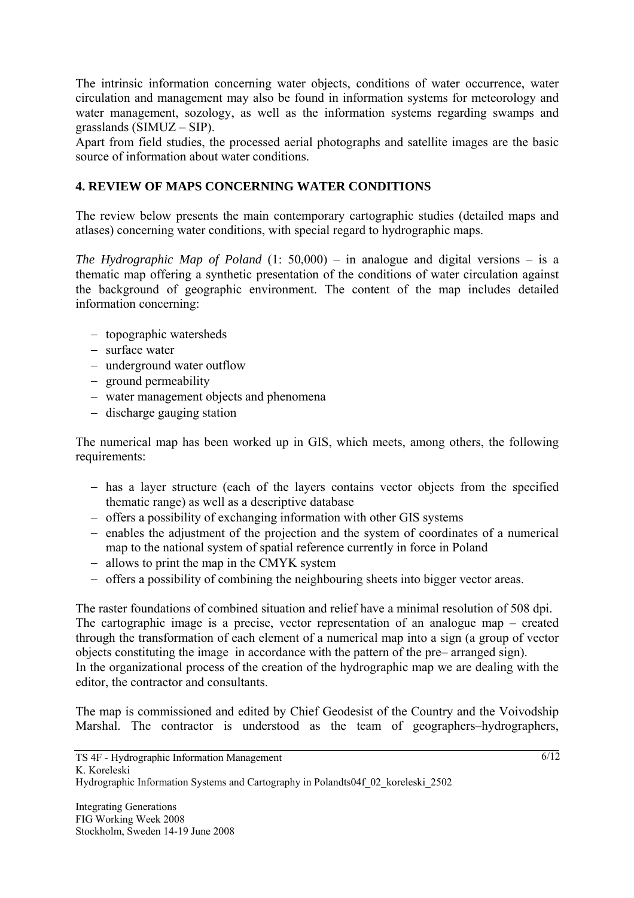The intrinsic information concerning water objects, conditions of water occurrence, water circulation and management may also be found in information systems for meteorology and water management, sozology, as well as the information systems regarding swamps and grasslands (SIMUZ – SIP).

Apart from field studies, the processed aerial photographs and satellite images are the basic source of information about water conditions.

## 4. REVIEW OF MAPS CONCERNING WATER CONDITIONS

The review below presents the main contemporary cartographic studies (detailed maps and atlases) concerning water conditions, with special regard to hydrographic maps.

*The Hydrographic Map of Poland* (1: 50,000) – in analogue and digital versions – is a thematic map offering a synthetic presentation of the conditions of water circulation against the background of geographic environment. The content of the map includes detailed information concerning:

- topographic watersheds
- surface water
- underground water outflow
- ground permeability
- water management objects and phenomena
- discharge gauging station

The numerical map has been worked up in GIS, which meets, among others, the following requirements:

- has a layer structure (each of the layers contains vector objects from the specified thematic range) as well as a descriptive database
- offers a possibility of exchanging information with other GIS systems
- enables the adjustment of the projection and the system of coordinates of a numerical map to the national system of spatial reference currently in force in Poland
- allows to print the map in the CMYK system
- offers a possibility of combining the neighbouring sheets into bigger vector areas.

The raster foundations of combined situation and relief have a minimal resolution of 508 dpi.

The cartographic image is a precise, vector representation of an analogue map – created through the transformation of each element of a numerical map into a sign (a group of vector objects constituting the image in accordance with the pattern of the pre– arranged sign).

In the organizational process of the creation of the hydrographic map we are dealing with the editor, the contractor and consultants.

The map is commissioned and edited by Chief Geodesist of the Country and the Voivodship Marshal. The contractor is understood as the team of geographers–hydrographers,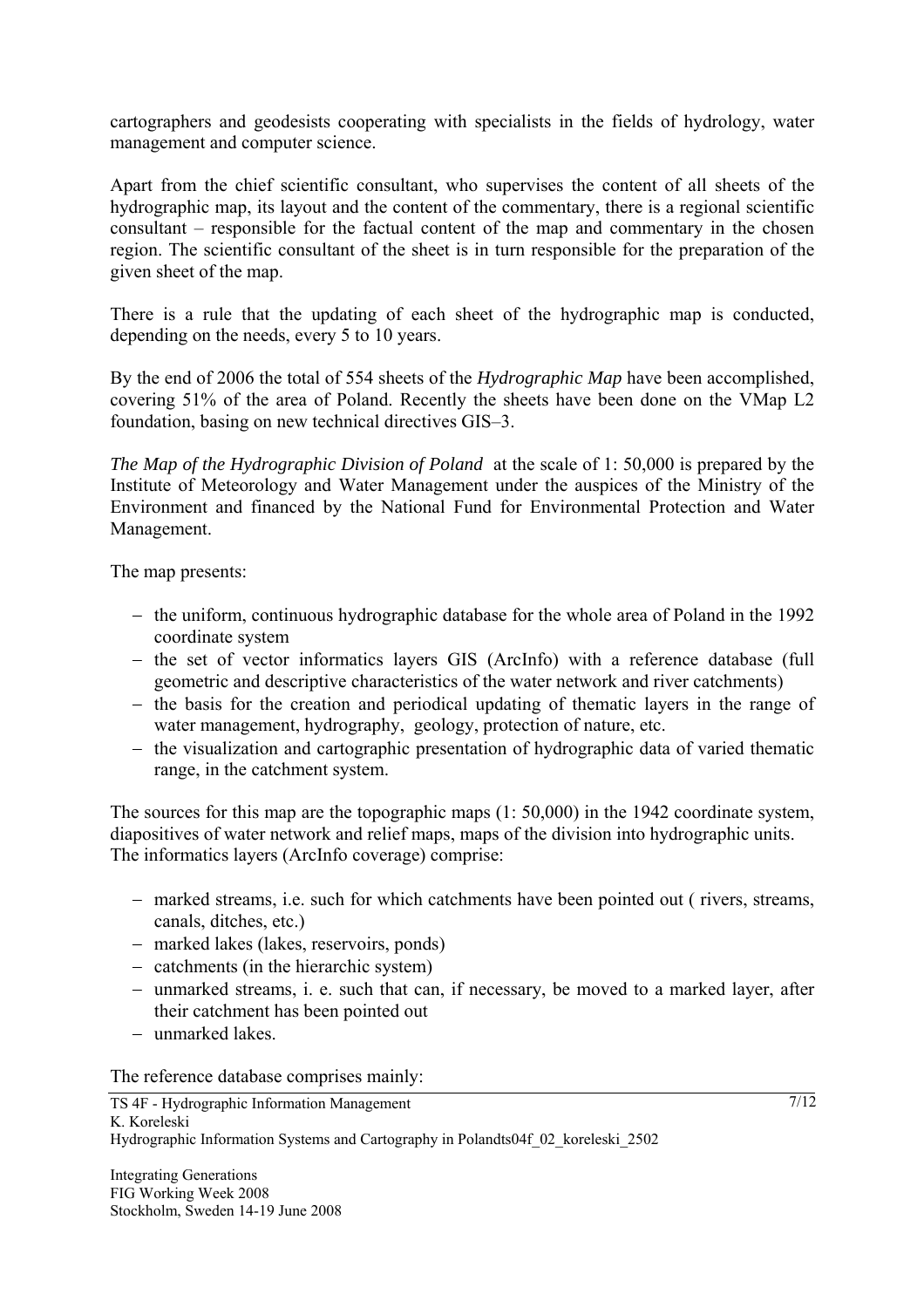cartographers and geodesists cooperating with specialists in the fields of hydrology, water management and computer science.

Apart from the chief scientific consultant, who supervises the content of all sheets of the hydrographic map, its layout and the content of the commentary, there is a regional scientific consultant – responsible for the factual content of the map and commentary in the chosen region. The scientific consultant of the sheet is in turn responsible for the preparation of the given sheet of the map.

There is a rule that the updating of each sheet of the hydrographic map is conducted, depending on the needs, every 5 to 10 years.

By the end of 2006 the total of 554 sheets of the *Hydrographic Map* have been accomplished, covering 51% of the area of Poland. Recently the sheets have been done on the VMap L2 foundation, basing on new technical directives GIS–3.

*The Map of the Hydrographic Division of Poland* at the scale of 1: 50,000 is prepared by the Institute of Meteorology and Water Management under the auspices of the Ministry of the Environment and financed by the National Fund for Environmental Protection and Water Management.

The map presents:

- the uniform, continuous hydrographic database for the whole area of Poland in the 1992 coordinate system
- the set of vector informatics layers GIS (ArcInfo) with a reference database (full geometric and descriptive characteristics of the water network and river catchments)
- the basis for the creation and periodical updating of thematic layers in the range of water management, hydrography, geology, protection of nature, etc.
- the visualization and cartographic presentation of hydrographic data of varied thematic range, in the catchment system.

The sources for this map are the topographic maps (1: 50,000) in the 1942 coordinate system, diapositives of water network and relief maps, maps of the division into hydrographic units. The informatics layers (ArcInfo coverage) comprise:

- marked streams, i.e. such for which catchments have been pointed out ( rivers, streams, canals, ditches, etc.)
- marked lakes (lakes, reservoirs, ponds)
- catchments (in the hierarchic system)
- unmarked streams, i. e. such that can, if necessary, be moved to a marked layer, after their catchment has been pointed out
- unmarked lakes.

The reference database comprises mainly: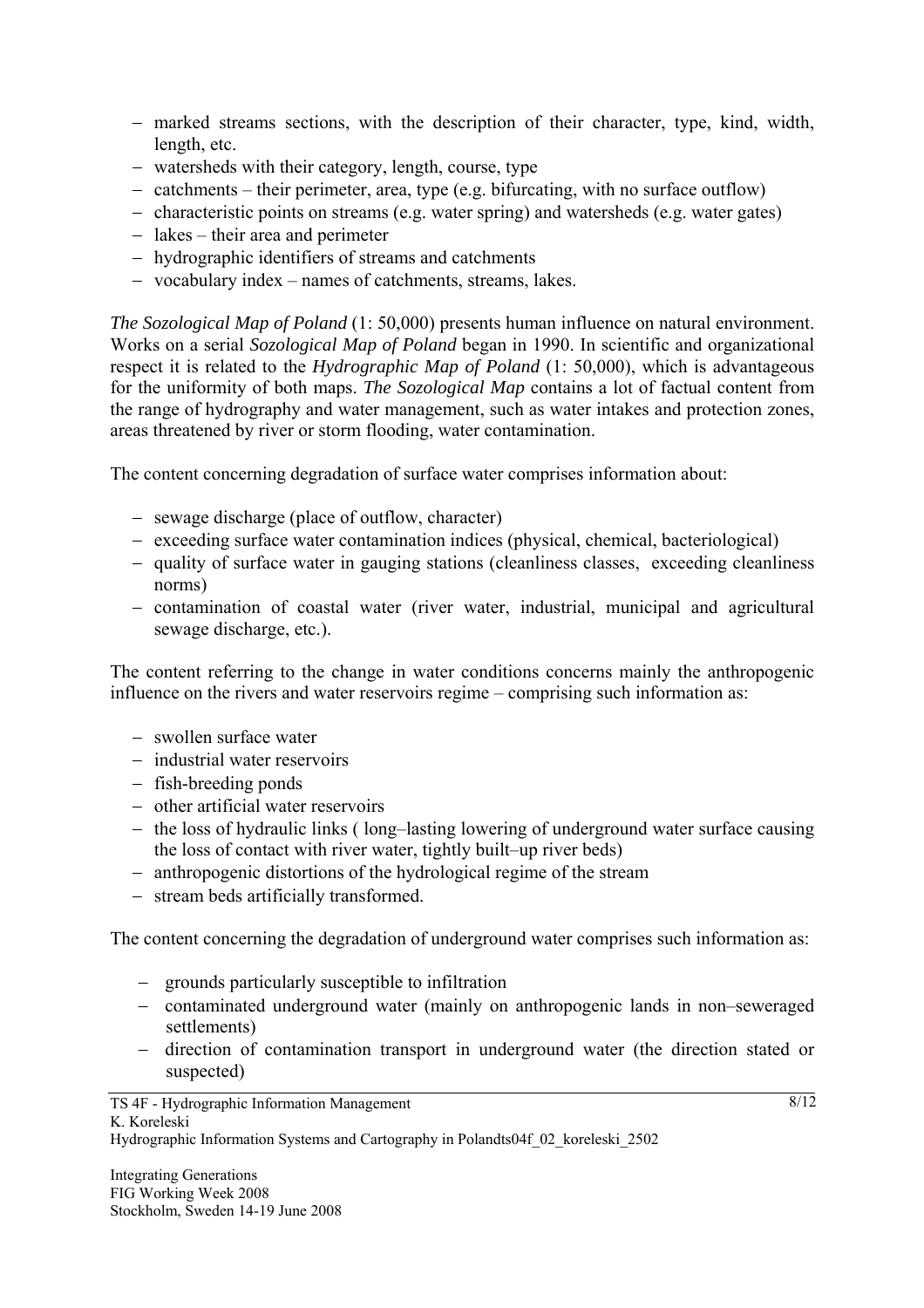- marked streams sections, with the description of their character, type, kind, width, length, etc.
- watersheds with their category, length, course, type
- catchments – their perimeter, area, type (e.g. bifurcating, with no surface outflow)
- characteristic points on streams (e.g. water spring) and watersheds (e.g. water gates)
- lakes – their area and perimeter
- hydrographic identifiers of streams and catchments
- vocabulary index – names of catchments, streams, lakes.

*The Sozological Map of Poland* (1: 50,000) presents human influence on natural environment. Works on a serial *Sozological Map of Poland* began in 1990. In scientific and organizational respect it is related to the *Hydrographic Map of Poland* (1: 50,000), which is advantageous for the uniformity of both maps. *The Sozological Map* contains a lot of factual content from the range of hydrography and water management, such as water intakes and protection zones, areas threatened by river or storm flooding, water contamination.

The content concerning degradation of surface water comprises information about:

- sewage discharge (place of outflow, character)
- exceeding surface water contamination indices (physical, chemical, bacteriological)
- quality of surface water in gauging stations (cleanliness classes, exceeding cleanliness norms)
- contamination of coastal water (river water, industrial, municipal and agricultural sewage discharge, etc.).

The content referring to the change in water conditions concerns mainly the anthropogenic influence on the rivers and water reservoirs regime – comprising such information as:

- swollen surface water
- industrial water reservoirs
- fish-breeding ponds
- other artificial water reservoirs
- the loss of hydraulic links ( long–lasting lowering of underground water surface causing the loss of contact with river water, tightly built–up river beds)
- anthropogenic distortions of the hydrological regime of the stream
- stream beds artificially transformed.

The content concerning the degradation of underground water comprises such information as:

- grounds particularly susceptible to infiltration
- contaminated underground water (mainly on anthropogenic lands in non–seweraged settlements)
- direction of contamination transport in underground water (the direction stated or suspected)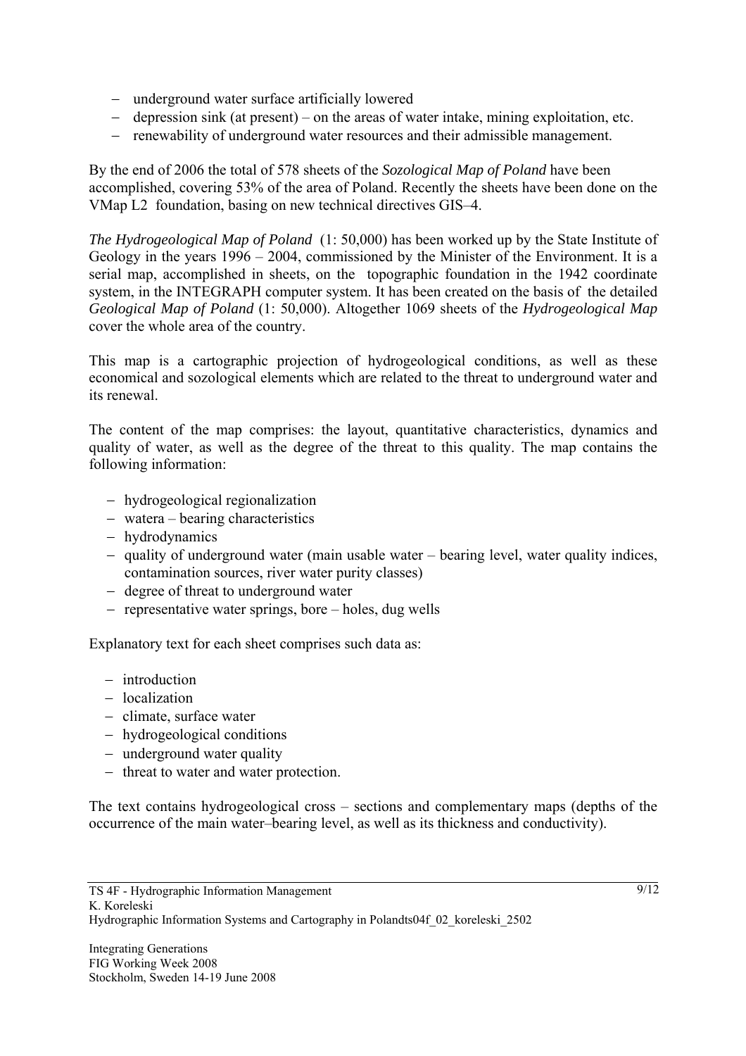- underground water surface artificially lowered
- depression sink (at present) – on the areas of water intake, mining exploitation, etc.
- renewability of underground water resources and their admissible management.

By the end of 2006 the total of 578 sheets of the *Sozological Map of Poland* have been accomplished, covering 53% of the area of Poland. Recently the sheets have been done on the VMap L2 foundation, basing on new technical directives GIS–4.

*The Hydrogeological Map of Poland* (1: 50,000) has been worked up by the State Institute of Geology in the years 1996 – 2004, commissioned by the Minister of the Environment. It is a serial map, accomplished in sheets, on the topographic foundation in the 1942 coordinate system, in the INTEGRAPH computer system. It has been created on the basis of the detailed *Geological Map of Poland* (1: 50,000). Altogether 1069 sheets of the *Hydrogeological Map* cover the whole area of the country.

This map is a cartographic projection of hydrogeological conditions, as well as these economical and sozological elements which are related to the threat to underground water and its renewal.

The content of the map comprises: the layout, quantitative characteristics, dynamics and quality of water, as well as the degree of the threat to this quality. The map contains the following information:

- hydrogeological regionalization
- watera – bearing characteristics
- hydrodynamics
- quality of underground water (main usable water – bearing level, water quality indices, contamination sources, river water purity classes)
- degree of threat to underground water
- representative water springs, bore – holes, dug wells

Explanatory text for each sheet comprises such data as:

- introduction
- localization
- climate, surface water
- hydrogeological conditions
- underground water quality
- threat to water and water protection.

The text contains hydrogeological cross – sections and complementary maps (depths of the occurrence of the main water–bearing level, as well as its thickness and conductivity).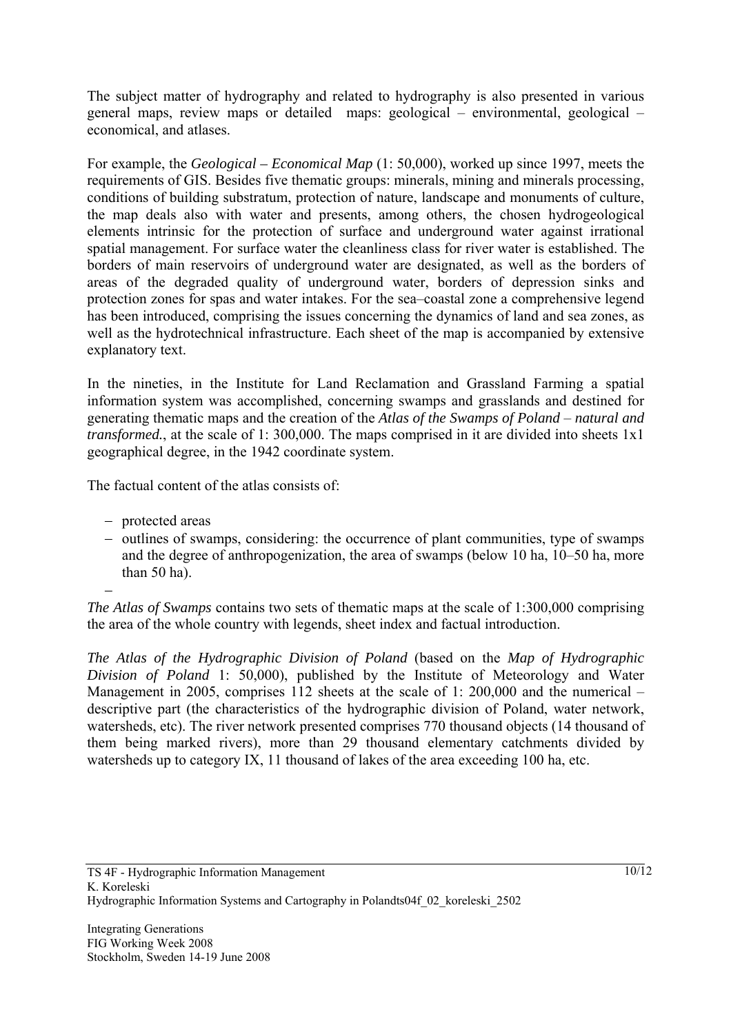The subject matter of hydrography and related to hydrography is also presented in various general maps, review maps or detailed maps: geological – environmental, geological – economical, and atlases.

For example, the *Geological – Economical Map* (1: 50,000), worked up since 1997, meets the requirements of GIS. Besides five thematic groups: minerals, mining and minerals processing, conditions of building substratum, protection of nature, landscape and monuments of culture, the map deals also with water and presents, among others, the chosen hydrogeological elements intrinsic for the protection of surface and underground water against irrational spatial management. For surface water the cleanliness class for river water is established. The borders of main reservoirs of underground water are designated, as well as the borders of areas of the degraded quality of underground water, borders of depression sinks and protection zones for spas and water intakes. For the sea–coastal zone a comprehensive legend has been introduced, comprising the issues concerning the dynamics of land and sea zones, as well as the hydrotechnical infrastructure. Each sheet of the map is accompanied by extensive explanatory text.

In the nineties, in the Institute for Land Reclamation and Grassland Farming a spatial information system was accomplished, concerning swamps and grasslands and destined for generating thematic maps and the creation of the *Atlas of the Swamps of Poland – natural and transformed.*, at the scale of 1: 300,000. The maps comprised in it are divided into sheets 1x1 geographical degree, in the 1942 coordinate system.

The factual content of the atlas consists of:

- protected areas
- outlines of swamps, considering: the occurrence of plant communities, type of swamps and the degree of anthropogenization, the area of swamps (below 10 ha, 10–50 ha, more than 50 ha).
-

*The Atlas of Swamps* contains two sets of thematic maps at the scale of 1:300,000 comprising the area of the whole country with legends, sheet index and factual introduction.

*The Atlas of the Hydrographic Division of Poland* (based on the *Map of Hydrographic Division of Poland* 1: 50,000), published by the Institute of Meteorology and Water Management in 2005, comprises 112 sheets at the scale of 1: 200,000 and the numerical – descriptive part (the characteristics of the hydrographic division of Poland, water network, watersheds, etc). The river network presented comprises 770 thousand objects (14 thousand of them being marked rivers), more than 29 thousand elementary catchments divided by watersheds up to category IX, 11 thousand of lakes of the area exceeding 100 ha, etc.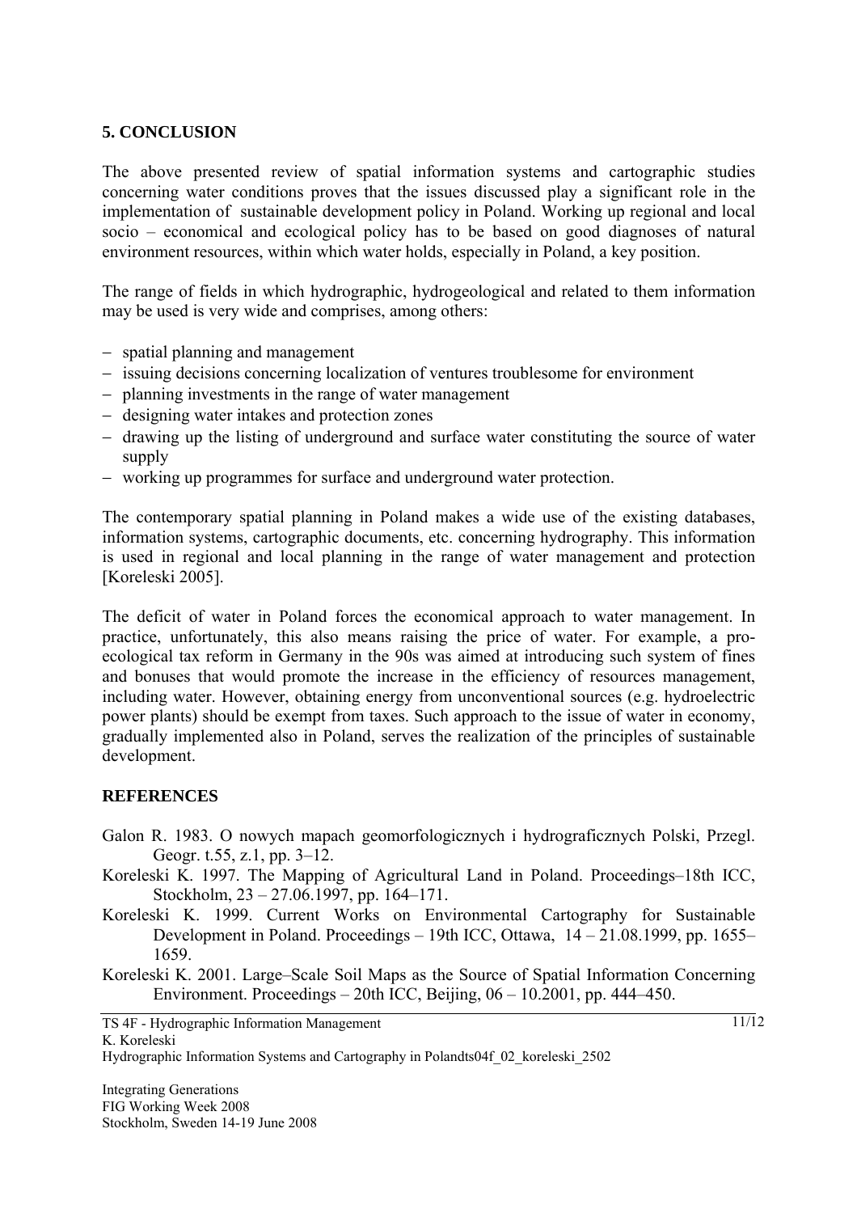## 5. CONCLUSION

The above presented review of spatial information systems and cartographic studies concerning water conditions proves that the issues discussed play a significant role in the implementation of sustainable development policy in Poland. Working up regional and local socio – economical and ecological policy has to be based on good diagnoses of natural environment resources, within which water holds, especially in Poland, a key position.

The range of fields in which hydrographic, hydrogeological and related to them information may be used is very wide and comprises, among others:

- spatial planning and management
- issuing decisions concerning localization of ventures troublesome for environment
- planning investments in the range of water management
- designing water intakes and protection zones
- drawing up the listing of underground and surface water constituting the source of water supply
- working up programmes for surface and underground water protection.

The contemporary spatial planning in Poland makes a wide use of the existing databases, information systems, cartographic documents, etc. concerning hydrography. This information is used in regional and local planning in the range of water management and protection [Koreleski 2005].

The deficit of water in Poland forces the economical approach to water management. In practice, unfortunately, this also means raising the price of water. For example, a pro-ecological tax reform in Germany in the 90s was aimed at introducing such system of fines and bonuses that would promote the increase in the efficiency of resources management, including water. However, obtaining energy from unconventional sources (e.g. hydroelectric power plants) should be exempt from taxes. Such approach to the issue of water in economy, gradually implemented also in Poland, serves the realization of the principles of sustainable development.

## REFERENCES

Galon R. 1983. O nowych mapach geomorfologicznych i hydrograficznych Polski, Przegl. Geogr. t.55, z.1, pp. 3–12.

Koreleski K. 1997. The Mapping of Agricultural Land in Poland. Proceedings–18th ICC, Stockholm, 23 – 27.06.1997, pp. 164–171.

Koreleski K. 1999. Current Works on Environmental Cartography for Sustainable Development in Poland. Proceedings – 19th ICC, Ottawa, 14 – 21.08.1999, pp. 1655–1659.

Koreleski K. 2001. Large–Scale Soil Maps as the Source of Spatial Information Concerning Environment. Proceedings – 20th ICC, Beijing, 06 – 10.2001, pp. 444–450.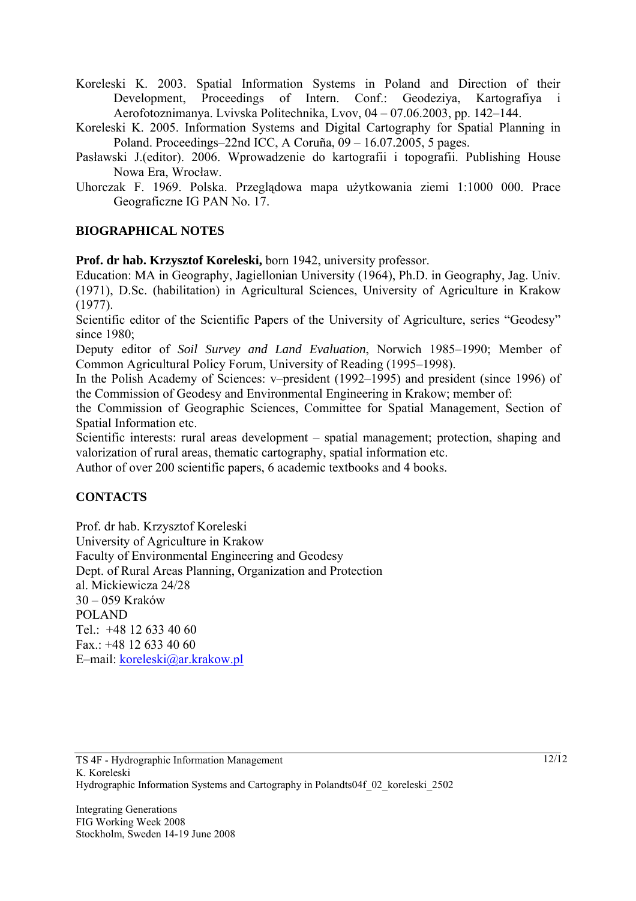Koreleski K. 2003. Spatial Information Systems in Poland and Direction of their Development, Proceedings of Intern. Conf.: Geodeziya, Kartografiya i Aerofotoznimanya. Lvivska Politechnika, Lvov, 04 – 07.06.2003, pp. 142–144.

Koreleski K. 2005. Information Systems and Digital Cartography for Spatial Planning in Poland. Proceedings–22nd ICC, A Coruña, 09 – 16.07.2005, 5 pages.

Pasławski J.(editor). 2006. Wprowadzenie do kartografii i topografii. Publishing House Nowa Era, Wrocław.

Uhorczak F. 1969. Polska. Przeglądowa mapa użytkowania ziemi 1:1000 000. Prace Geograficzne IG PAN No. 17.

## BIOGRAPHICAL NOTES

**Prof. dr hab. Krzysztof Koreleski,** born 1942, university professor.

Education: MA in Geography, Jagiellonian University (1964), Ph.D. in Geography, Jag. Univ. (1971), D.Sc. (habilitation) in Agricultural Sciences, University of Agriculture in Krakow (1977).

Scientific editor of the Scientific Papers of the University of Agriculture, series "Geodesy" since 1980;

Deputy editor of *Soil Survey and Land Evaluation*, Norwich 1985–1990; Member of Common Agricultural Policy Forum, University of Reading (1995–1998).

In the Polish Academy of Sciences: v–president (1992–1995) and president (since 1996) of the Commission of Geodesy and Environmental Engineering in Krakow; member of: the Commission of Geographic Sciences, Committee for Spatial Management, Section of Spatial Information etc.

Scientific interests: rural areas development – spatial management; protection, shaping and valorization of rural areas, thematic cartography, spatial information etc.

Author of over 200 scientific papers, 6 academic textbooks and 4 books.

## CONTACTS

Prof. dr hab. Krzysztof Koreleski  
University of Agriculture in Krakow  
Faculty of Environmental Engineering and Geodesy  
Dept. of Rural Areas Planning, Organization and Protection  
al. Mickiewicza 24/28  
30 – 059 Kraków  
POLAND  
Tel.: +48 12 633 40 60  
Fax.: +48 12 633 40 60  
E–mail: koreleski@ar.krakow.pl